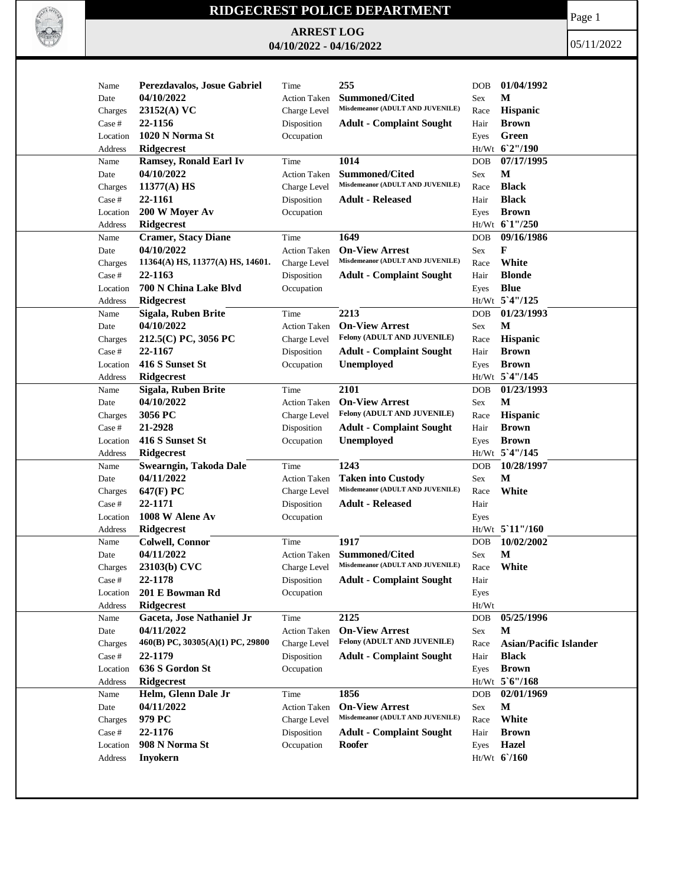# RIDGECREST POLICE DEPARTMENT

## ARREST LOG

**04/10/2022 - 04/16/2022**

05/11/2022

| Name | Perezdavalos, Josue Gabriel | Time | 255 | DOB | 01/04/1992 |
|---|---|---|---|---|---|
| Date | 04/10/2022 | Action Taken | Summoned/Cited | Sex | M |
| Charges | 23152(A) VC | Charge Level | Misdemeanor (ADULT AND JUVENILE) | Race | Hispanic |
| Case # | 22-1156 | Disposition | Adult - Complaint Sought | Hair | Brown |
| Location | 1020 N Norma St | Occupation | | Eyes | Green |
| Address | Ridgecrest | | | Ht/Wt | 6`2"/190 |

| Name | Ramsey, Ronald Earl Iv | Time | 1014 | DOB | 07/17/1995 |
|---|---|---|---|---|---|
| Date | 04/10/2022 | Action Taken | Summoned/Cited | Sex | M |
| Charges | 11377(A) HS | Charge Level | Misdemeanor (ADULT AND JUVENILE) | Race | Black |
| Case # | 22-1161 | Disposition | Adult - Released | Hair | Black |
| Location | 200 W Moyer Av | Occupation | | Eyes | Brown |
| Address | Ridgecrest | | | Ht/Wt | 6`1"/250 |

| Name | Cramer, Stacy Diane | Time | 1649 | DOB | 09/16/1986 |
|---|---|---|---|---|---|
| Date | 04/10/2022 | Action Taken | On-View Arrest | Sex | F |
| Charges | 11364(A) HS, 11377(A) HS, 14601. | Charge Level | Misdemeanor (ADULT AND JUVENILE) | Race | White |
| Case # | 22-1163 | Disposition | Adult - Complaint Sought | Hair | Blonde |
| Location | 700 N China Lake Blvd | Occupation | | Eyes | Blue |
| Address | Ridgecrest | | | Ht/Wt | 5`4"/125 |

| Name | Sigala, Ruben Brite | Time | 2213 | DOB | 01/23/1993 |
|---|---|---|---|---|---|
| Date | 04/10/2022 | Action Taken | On-View Arrest | Sex | M |
| Charges | 212.5(C) PC, 3056 PC | Charge Level | Felony (ADULT AND JUVENILE) | Race | Hispanic |
| Case # | 22-1167 | Disposition | Adult - Complaint Sought | Hair | Brown |
| Location | 416 S Sunset St | Occupation | Unemployed | Eyes | Brown |
| Address | Ridgecrest | | | Ht/Wt | 5`4"/145 |

| Name | Sigala, Ruben Brite | Time | 2101 | DOB | 01/23/1993 |
|---|---|---|---|---|---|
| Date | 04/10/2022 | Action Taken | On-View Arrest | Sex | M |
| Charges | 3056 PC | Charge Level | Felony (ADULT AND JUVENILE) | Race | Hispanic |
| Case # | 21-2928 | Disposition | Adult - Complaint Sought | Hair | Brown |
| Location | 416 S Sunset St | Occupation | Unemployed | Eyes | Brown |
| Address | Ridgecrest | | | Ht/Wt | 5`4"/145 |

| Name | Swearngin, Takoda Dale | Time | 1243 | DOB | 10/28/1997 |
|---|---|---|---|---|---|
| Date | 04/11/2022 | Action Taken | Taken into Custody | Sex | M |
| Charges | 647(F) PC | Charge Level | Misdemeanor (ADULT AND JUVENILE) | Race | White |
| Case # | 22-1171 | Disposition | Adult - Released | Hair | |
| Location | 1008 W Alene Av | Occupation | | Eyes | |
| Address | Ridgecrest | | | Ht/Wt | 5`11"/160 |

| Name | Colwell, Connor | Time | 1917 | DOB | 10/02/2002 |
|---|---|---|---|---|---|
| Date | 04/11/2022 | Action Taken | Summoned/Cited | Sex | M |
| Charges | 23103(b) CVC | Charge Level | Misdemeanor (ADULT AND JUVENILE) | Race | White |
| Case # | 22-1178 | Disposition | Adult - Complaint Sought | Hair | |
| Location | 201 E Bowman Rd | Occupation | | Eyes | |
| Address | Ridgecrest | | | Ht/Wt | |

| Name | Gaceta, Jose Nathaniel Jr | Time | 2125 | DOB | 05/25/1996 |
|---|---|---|---|---|---|
| Date | 04/11/2022 | Action Taken | On-View Arrest | Sex | M |
| Charges | 460(B) PC, 30305(A)(1) PC, 29800 | Charge Level | Felony (ADULT AND JUVENILE) | Race | Asian/Pacific Islander |
| Case # | 22-1179 | Disposition | Adult - Complaint Sought | Hair | Black |
| Location | 636 S Gordon St | Occupation | | Eyes | Brown |
| Address | Ridgecrest | | | Ht/Wt | 5`6"/168 |

| Name | Helm, Glenn Dale Jr | Time | 1856 | DOB | 02/01/1969 |
|---|---|---|---|---|---|
| Date | 04/11/2022 | Action Taken | On-View Arrest | Sex | M |
| Charges | 979 PC | Charge Level | Misdemeanor (ADULT AND JUVENILE) | Race | White |
| Case # | 22-1176 | Disposition | Adult - Complaint Sought | Hair | Brown |
| Location | 908 N Norma St | Occupation | Roofer | Eyes | Hazel |
| Address | Inyokern | | | Ht/Wt | 6`/160 |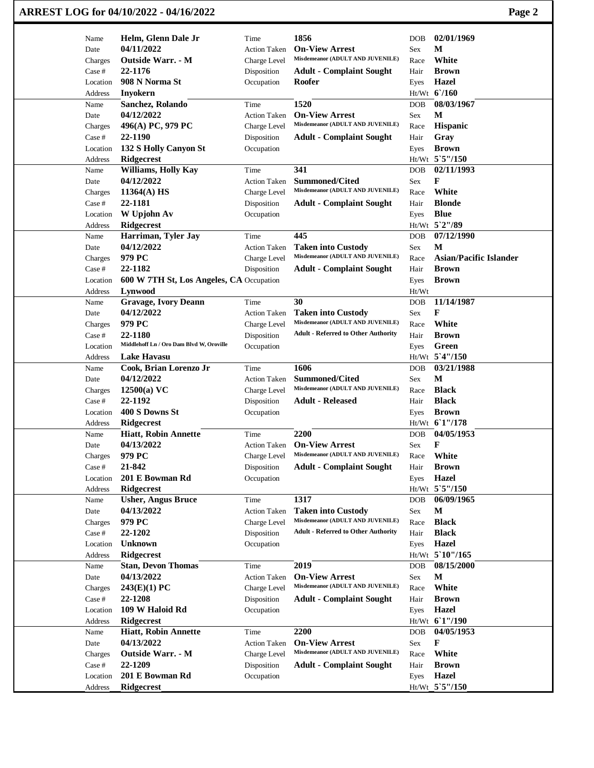## ARREST LOG for 04/10/2022 - 04/16/2022

| Name | Helm, Glenn Dale Jr | Time | 1856 | DOB | 02/01/1969 |
|---|---|---|---|---|---|
| Date | 04/11/2022 | Action Taken | On-View Arrest | Sex | M |
| Charges | Outside Warr. - M | Charge Level | Misdemeanor (ADULT AND JUVENILE) | Race | White |
| Case # | 22-1176 | Disposition | Adult - Complaint Sought | Hair | Brown |
| Location | 908 N Norma St | Occupation | Roofer | Eyes | Hazel |
| Address | Inyokern | | | Ht/Wt | 6`/160 |

| Name | Sanchez, Rolando | Time | 1520 | DOB | 08/03/1967 |
|---|---|---|---|---|---|
| Date | 04/12/2022 | Action Taken | On-View Arrest | Sex | M |
| Charges | 496(A) PC, 979 PC | Charge Level | Misdemeanor (ADULT AND JUVENILE) | Race | Hispanic |
| Case # | 22-1190 | Disposition | Adult - Complaint Sought | Hair | Gray |
| Location | 132 S Holly Canyon St | Occupation | | Eyes | Brown |
| Address | Ridgecrest | | | Ht/Wt | 5`5"/150 |

| Name | Williams, Holly Kay | Time | 341 | DOB | 02/11/1993 |
|---|---|---|---|---|---|
| Date | 04/12/2022 | Action Taken | Summoned/Cited | Sex | F |
| Charges | 11364(A) HS | Charge Level | Misdemeanor (ADULT AND JUVENILE) | Race | White |
| Case # | 22-1181 | Disposition | Adult - Complaint Sought | Hair | Blonde |
| Location | W Upjohn Av | Occupation | | Eyes | Blue |
| Address | Ridgecrest | | | Ht/Wt | 5`2"/89 |

| Name | Harriman, Tyler Jay | Time | 445 | DOB | 07/12/1990 |
|---|---|---|---|---|---|
| Date | 04/12/2022 | Action Taken | Taken into Custody | Sex | M |
| Charges | 979 PC | Charge Level | Misdemeanor (ADULT AND JUVENILE) | Race | Asian/Pacific Islander |
| Case # | 22-1182 | Disposition | Adult - Complaint Sought | Hair | Brown |
| Location | 600 W 7TH St, Los Angeles, CA | Occupation | | Eyes | Brown |
| Address | Lynwood | | | Ht/Wt | |

| Name | Gravage, Ivory Deann | Time | 30 | DOB | 11/14/1987 |
|---|---|---|---|---|---|
| Date | 04/12/2022 | Action Taken | Taken into Custody | Sex | F |
| Charges | 979 PC | Charge Level | Misdemeanor (ADULT AND JUVENILE) | Race | White |
| Case # | 22-1180 | Disposition | Adult - Referred to Other Authority | Hair | Brown |
| Location | Middlehoff Ln / Oro Dam Blvd W, Oroville | Occupation | | Eyes | Green |
| Address | Lake Havasu | | | Ht/Wt | 5`4"/150 |

| Name | Cook, Brian Lorenzo Jr | Time | 1606 | DOB | 03/21/1988 |
|---|---|---|---|---|---|
| Date | 04/12/2022 | Action Taken | Summoned/Cited | Sex | M |
| Charges | 12500(a) VC | Charge Level | Misdemeanor (ADULT AND JUVENILE) | Race | Black |
| Case # | 22-1192 | Disposition | Adult - Released | Hair | Black |
| Location | 400 S Downs St | Occupation | | Eyes | Brown |
| Address | Ridgecrest | | | Ht/Wt | 6`1"/178 |

| Name | Hiatt, Robin Annette | Time | 2200 | DOB | 04/05/1953 |
|---|---|---|---|---|---|
| Date | 04/13/2022 | Action Taken | On-View Arrest | Sex | F |
| Charges | 979 PC | Charge Level | Misdemeanor (ADULT AND JUVENILE) | Race | White |
| Case # | 21-842 | Disposition | Adult - Complaint Sought | Hair | Brown |
| Location | 201 E Bowman Rd | Occupation | | Eyes | Hazel |
| Address | Ridgecrest | | | Ht/Wt | 5`5"/150 |

| Name | Usher, Angus Bruce | Time | 1317 | DOB | 06/09/1965 |
|---|---|---|---|---|---|
| Date | 04/13/2022 | Action Taken | Taken into Custody | Sex | M |
| Charges | 979 PC | Charge Level | Misdemeanor (ADULT AND JUVENILE) | Race | Black |
| Case # | 22-1202 | Disposition | Adult - Referred to Other Authority | Hair | Black |
| Location | Unknown | Occupation | | Eyes | Hazel |
| Address | Ridgecrest | | | Ht/Wt | 5`10"/165 |

| Name | Stan, Devon Thomas | Time | 2019 | DOB | 08/15/2000 |
|---|---|---|---|---|---|
| Date | 04/13/2022 | Action Taken | On-View Arrest | Sex | M |
| Charges | 243(E)(1) PC | Charge Level | Misdemeanor (ADULT AND JUVENILE) | Race | White |
| Case # | 22-1208 | Disposition | Adult - Complaint Sought | Hair | Brown |
| Location | 109 W Haloid Rd | Occupation | | Eyes | Hazel |
| Address | Ridgecrest | | | Ht/Wt | 6`1"/190 |

| Name | Hiatt, Robin Annette | Time | 2200 | DOB | 04/05/1953 |
|---|---|---|---|---|---|
| Date | 04/13/2022 | Action Taken | On-View Arrest | Sex | F |
| Charges | Outside Warr. - M | Charge Level | Misdemeanor (ADULT AND JUVENILE) | Race | White |
| Case # | 22-1209 | Disposition | Adult - Complaint Sought | Hair | Brown |
| Location | 201 E Bowman Rd | Occupation | | Eyes | Hazel |
| Address | Ridgecrest | | | Ht/Wt | 5`5"/150 |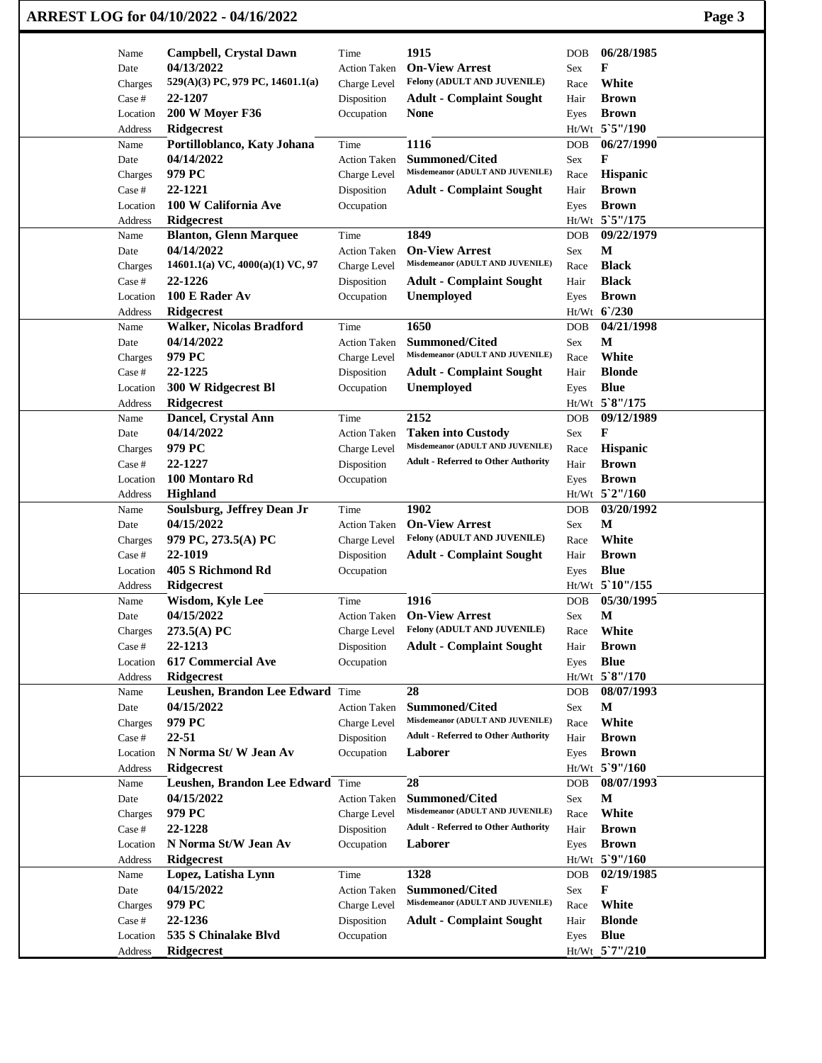# ARREST LOG for 04/10/2022 - 04/16/2022

| Name | Campbell, Crystal Dawn | Time | 1915 | DOB | 06/28/1985 |
|---|---|---|---|---|---|
| Date | 04/13/2022 | Action Taken | On-View Arrest | Sex | F |
| Charges | 529(A)(3) PC, 979 PC, 14601.1(a) | Charge Level | Felony (ADULT AND JUVENILE) | Race | White |
| Case # | 22-1207 | Disposition | Adult - Complaint Sought | Hair | Brown |
| Location | 200 W Moyer F36 | Occupation | None | Eyes | Brown |
| Address | Ridgecrest | | | Ht/Wt | 5`5"/190 |

| Name | Portilloblanco, Katy Johana | Time | 1116 | DOB | 06/27/1990 |
|---|---|---|---|---|---|
| Date | 04/14/2022 | Action Taken | Summoned/Cited | Sex | F |
| Charges | 979 PC | Charge Level | Misdemeanor (ADULT AND JUVENILE) | Race | Hispanic |
| Case # | 22-1221 | Disposition | Adult - Complaint Sought | Hair | Brown |
| Location | 100 W California Ave | Occupation | | Eyes | Brown |
| Address | Ridgecrest | | | Ht/Wt | 5`5"/175 |

| Name | Blanton, Glenn Marquee | Time | 1849 | DOB | 09/22/1979 |
|---|---|---|---|---|---|
| Date | 04/14/2022 | Action Taken | On-View Arrest | Sex | M |
| Charges | 14601.1(a) VC, 4000(a)(1) VC, 97 | Charge Level | Misdemeanor (ADULT AND JUVENILE) | Race | Black |
| Case # | 22-1226 | Disposition | Adult - Complaint Sought | Hair | Black |
| Location | 100 E Rader Av | Occupation | Unemployed | Eyes | Brown |
| Address | Ridgecrest | | | Ht/Wt | 6`/230 |

| Name | Walker, Nicolas Bradford | Time | 1650 | DOB | 04/21/1998 |
|---|---|---|---|---|---|
| Date | 04/14/2022 | Action Taken | Summoned/Cited | Sex | M |
| Charges | 979 PC | Charge Level | Misdemeanor (ADULT AND JUVENILE) | Race | White |
| Case # | 22-1225 | Disposition | Adult - Complaint Sought | Hair | Blonde |
| Location | 300 W Ridgecrest Bl | Occupation | Unemployed | Eyes | Blue |
| Address | Ridgecrest | | | Ht/Wt | 5`8"/175 |

| Name | Dancel, Crystal Ann | Time | 2152 | DOB | 09/12/1989 |
|---|---|---|---|---|---|
| Date | 04/14/2022 | Action Taken | Taken into Custody | Sex | F |
| Charges | 979 PC | Charge Level | Misdemeanor (ADULT AND JUVENILE) | Race | Hispanic |
| Case # | 22-1227 | Disposition | Adult - Referred to Other Authority | Hair | Brown |
| Location | 100 Montaro Rd | Occupation | | Eyes | Brown |
| Address | Highland | | | Ht/Wt | 5`2"/160 |

| Name | Soulsburg, Jeffrey Dean Jr | Time | 1902 | DOB | 03/20/1992 |
|---|---|---|---|---|---|
| Date | 04/15/2022 | Action Taken | On-View Arrest | Sex | M |
| Charges | 979 PC, 273.5(A) PC | Charge Level | Felony (ADULT AND JUVENILE) | Race | White |
| Case # | 22-1019 | Disposition | Adult - Complaint Sought | Hair | Brown |
| Location | 405 S Richmond Rd | Occupation | | Eyes | Blue |
| Address | Ridgecrest | | | Ht/Wt | 5`10"/155 |

| Name | Wisdom, Kyle Lee | Time | 1916 | DOB | 05/30/1995 |
|---|---|---|---|---|---|
| Date | 04/15/2022 | Action Taken | On-View Arrest | Sex | M |
| Charges | 273.5(A) PC | Charge Level | Felony (ADULT AND JUVENILE) | Race | White |
| Case # | 22-1213 | Disposition | Adult - Complaint Sought | Hair | Brown |
| Location | 617 Commercial Ave | Occupation | | Eyes | Blue |
| Address | Ridgecrest | | | Ht/Wt | 5`8"/170 |

| Name | Leushen, Brandon Lee Edward | Time | 28 | DOB | 08/07/1993 |
|---|---|---|---|---|---|
| Date | 04/15/2022 | Action Taken | Summoned/Cited | Sex | M |
| Charges | 979 PC | Charge Level | Misdemeanor (ADULT AND JUVENILE) | Race | White |
| Case # | 22-51 | Disposition | Adult - Referred to Other Authority | Hair | Brown |
| Location | N Norma St/ W Jean Av | Occupation | Laborer | Eyes | Brown |
| Address | Ridgecrest | | | Ht/Wt | 5`9"/160 |

| Name | Leushen, Brandon Lee Edward | Time | 28 | DOB | 08/07/1993 |
|---|---|---|---|---|---|
| Date | 04/15/2022 | Action Taken | Summoned/Cited | Sex | M |
| Charges | 979 PC | Charge Level | Misdemeanor (ADULT AND JUVENILE) | Race | White |
| Case # | 22-1228 | Disposition | Adult - Referred to Other Authority | Hair | Brown |
| Location | N Norma St/W Jean Av | Occupation | Laborer | Eyes | Brown |
| Address | Ridgecrest | | | Ht/Wt | 5`9"/160 |

| Name | Lopez, Latisha Lynn | Time | 1328 | DOB | 02/19/1985 |
|---|---|---|---|---|---|
| Date | 04/15/2022 | Action Taken | Summoned/Cited | Sex | F |
| Charges | 979 PC | Charge Level | Misdemeanor (ADULT AND JUVENILE) | Race | White |
| Case # | 22-1236 | Disposition | Adult - Complaint Sought | Hair | Blonde |
| Location | 535 S Chinalake Blvd | Occupation | | Eyes | Blue |
| Address | Ridgecrest | | | Ht/Wt | 5`7"/210 |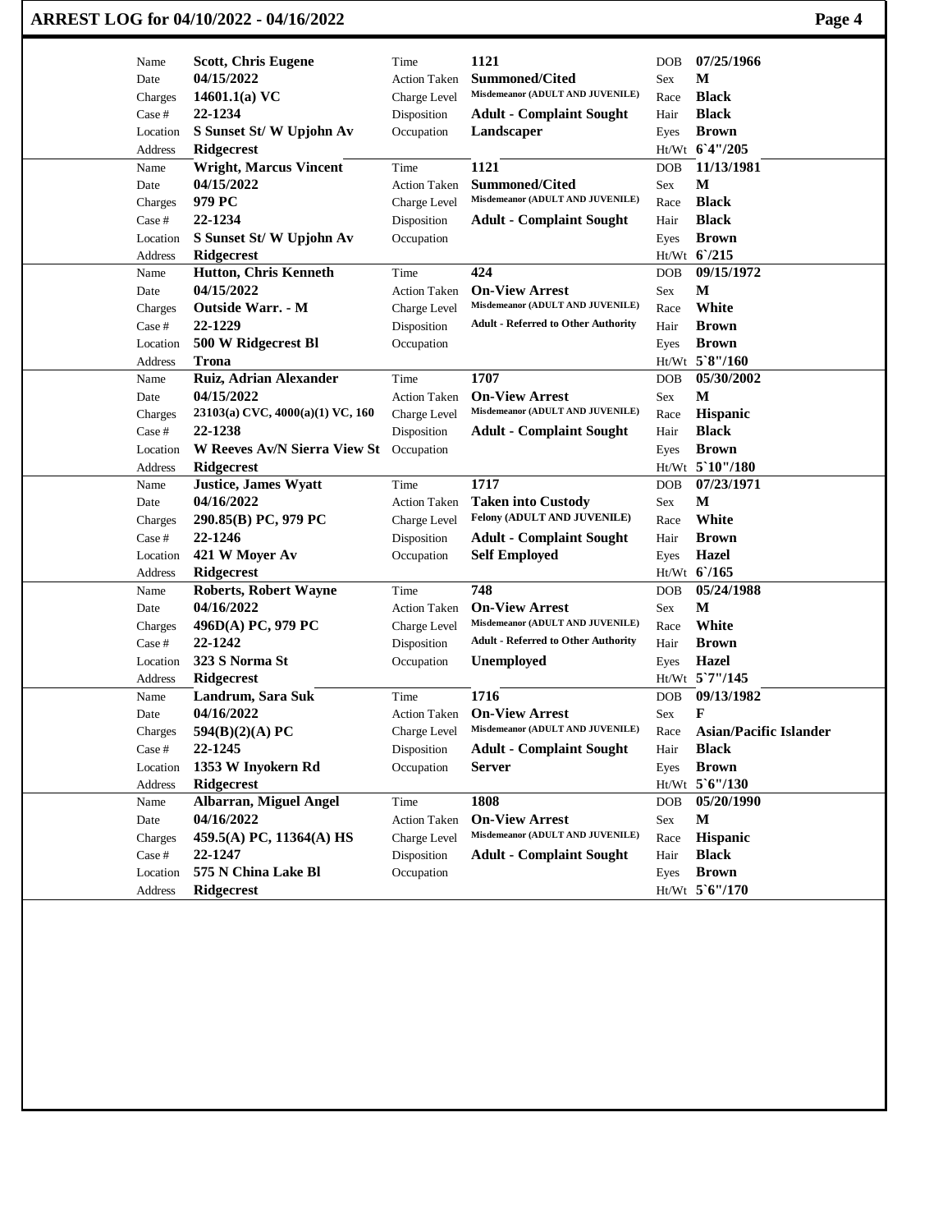# ARREST LOG for 04/10/2022 - 04/16/2022

| | | | | | |
|---|---|---|---|---|---|
| Name | **Scott, Chris Eugene** | Time | **1121** | DOB | **07/25/1966** |
| Date | **04/15/2022** | Action Taken | **Summoned/Cited** | Sex | **M** |
| Charges | **14601.1(a) VC** | Charge Level | **Misdemeanor (ADULT AND JUVENILE)** | Race | **Black** |
| Case # | **22-1234** | Disposition | **Adult - Complaint Sought** | Hair | **Black** |
| Location | **S Sunset St/ W Upjohn Av** | Occupation | **Landscaper** | Eyes | **Brown** |
| Address | **Ridgecrest** | | | Ht/Wt | **6`4"/205** |

| | | | | | |
|---|---|---|---|---|---|
| Name | **Wright, Marcus Vincent** | Time | **1121** | DOB | **11/13/1981** |
| Date | **04/15/2022** | Action Taken | **Summoned/Cited** | Sex | **M** |
| Charges | **979 PC** | Charge Level | **Misdemeanor (ADULT AND JUVENILE)** | Race | **Black** |
| Case # | **22-1234** | Disposition | **Adult - Complaint Sought** | Hair | **Black** |
| Location | **S Sunset St/ W Upjohn Av** | Occupation | | Eyes | **Brown** |
| Address | **Ridgecrest** | | | Ht/Wt | **6`/215** |

| | | | | | |
|---|---|---|---|---|---|
| Name | **Hutton, Chris Kenneth** | Time | **424** | DOB | **09/15/1972** |
| Date | **04/15/2022** | Action Taken | **On-View Arrest** | Sex | **M** |
| Charges | **Outside Warr. - M** | Charge Level | **Misdemeanor (ADULT AND JUVENILE)** | Race | **White** |
| Case # | **22-1229** | Disposition | **Adult - Referred to Other Authority** | Hair | **Brown** |
| Location | **500 W Ridgecrest Bl** | Occupation | | Eyes | **Brown** |
| Address | **Trona** | | | Ht/Wt | **5`8"/160** |

| | | | | | |
|---|---|---|---|---|---|
| Name | **Ruiz, Adrian Alexander** | Time | **1707** | DOB | **05/30/2002** |
| Date | **04/15/2022** | Action Taken | **On-View Arrest** | Sex | **M** |
| Charges | **23103(a) CVC, 4000(a)(1) VC, 160** | Charge Level | **Misdemeanor (ADULT AND JUVENILE)** | Race | **Hispanic** |
| Case # | **22-1238** | Disposition | **Adult - Complaint Sought** | Hair | **Black** |
| Location | **W Reeves Av/N Sierra View St** | Occupation | | Eyes | **Brown** |
| Address | **Ridgecrest** | | | Ht/Wt | **5`10"/180** |

| | | | | | |
|---|---|---|---|---|---|
| Name | **Justice, James Wyatt** | Time | **1717** | DOB | **07/23/1971** |
| Date | **04/16/2022** | Action Taken | **Taken into Custody** | Sex | **M** |
| Charges | **290.85(B) PC, 979 PC** | Charge Level | **Felony (ADULT AND JUVENILE)** | Race | **White** |
| Case # | **22-1246** | Disposition | **Adult - Complaint Sought** | Hair | **Brown** |
| Location | **421 W Moyer Av** | Occupation | **Self Employed** | Eyes | **Hazel** |
| Address | **Ridgecrest** | | | Ht/Wt | **6`/165** |

| | | | | | |
|---|---|---|---|---|---|
| Name | **Roberts, Robert Wayne** | Time | **748** | DOB | **05/24/1988** |
| Date | **04/16/2022** | Action Taken | **On-View Arrest** | Sex | **M** |
| Charges | **496D(A) PC, 979 PC** | Charge Level | **Misdemeanor (ADULT AND JUVENILE)** | Race | **White** |
| Case # | **22-1242** | Disposition | **Adult - Referred to Other Authority** | Hair | **Brown** |
| Location | **323 S Norma St** | Occupation | **Unemployed** | Eyes | **Hazel** |
| Address | **Ridgecrest** | | | Ht/Wt | **5`7"/145** |

| | | | | | |
|---|---|---|---|---|---|
| Name | **Landrum, Sara Suk** | Time | **1716** | DOB | **09/13/1982** |
| Date | **04/16/2022** | Action Taken | **On-View Arrest** | Sex | **F** |
| Charges | **594(B)(2)(A) PC** | Charge Level | **Misdemeanor (ADULT AND JUVENILE)** | Race | **Asian/Pacific Islander** |
| Case # | **22-1245** | Disposition | **Adult - Complaint Sought** | Hair | **Black** |
| Location | **1353 W Inyokern Rd** | Occupation | **Server** | Eyes | **Brown** |
| Address | **Ridgecrest** | | | Ht/Wt | **5`6"/130** |

| | | | | | |
|---|---|---|---|---|---|
| Name | **Albarran, Miguel Angel** | Time | **1808** | DOB | **05/20/1990** |
| Date | **04/16/2022** | Action Taken | **On-View Arrest** | Sex | **M** |
| Charges | **459.5(A) PC, 11364(A) HS** | Charge Level | **Misdemeanor (ADULT AND JUVENILE)** | Race | **Hispanic** |
| Case # | **22-1247** | Disposition | **Adult - Complaint Sought** | Hair | **Black** |
| Location | **575 N China Lake Bl** | Occupation | | Eyes | **Brown** |
| Address | **Ridgecrest** | | | Ht/Wt | **5`6"/170** |